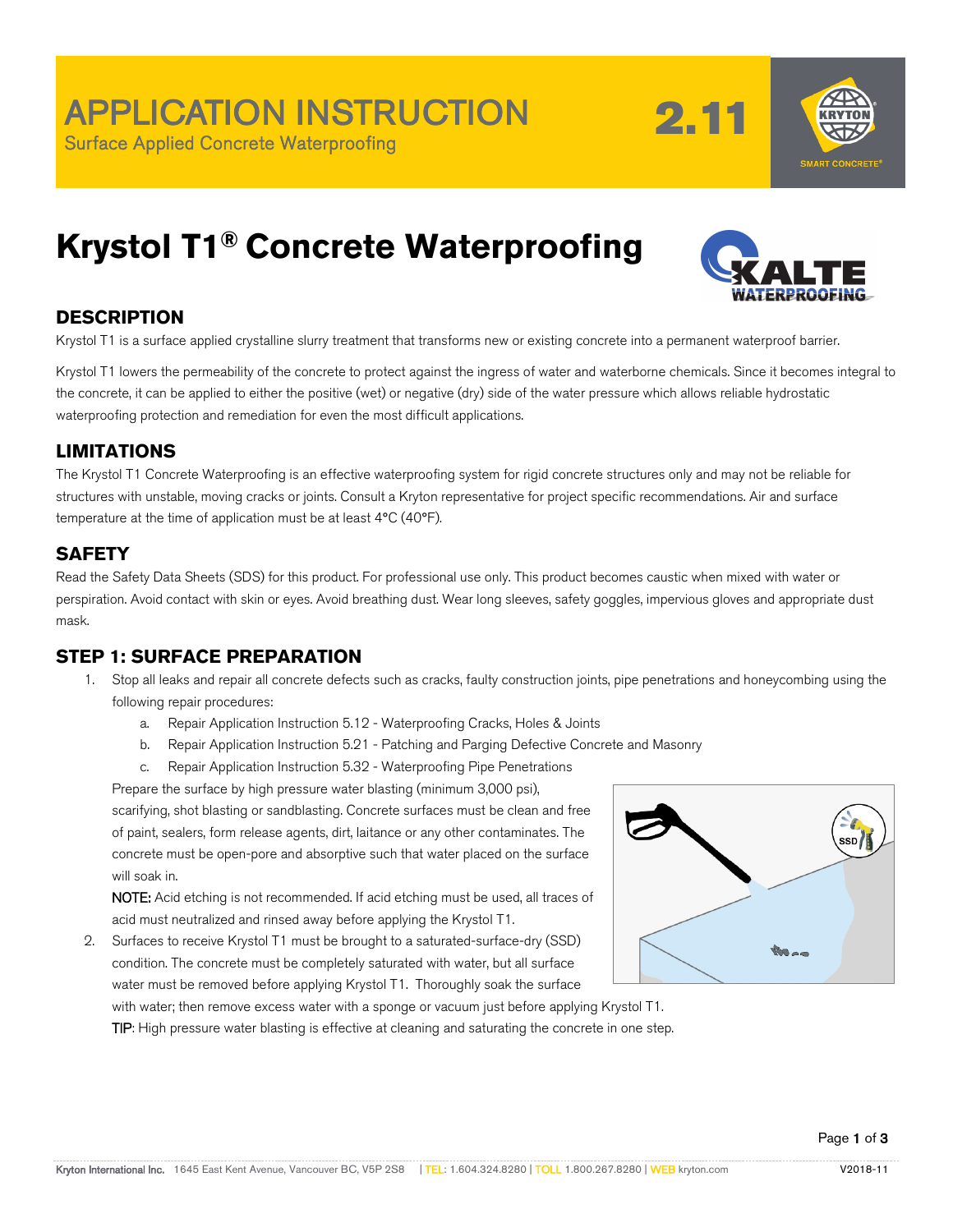# APPLICATION INSTRUCTION

Surface Applied Concrete Waterproofing

**2.11**

# Krystol T1® Concrete Waterproofing

## DESCRIPTION

Krystol T1 is a surface applied crystalline slurry treatment that transforms new or existing concrete into a permanent waterproof barrier.

Krystol T1 lowers the permeability of the concrete to protect against the ingress of water and waterborne chemicals. Since it becomes integral to the concrete, it can be applied to either the positive (wet) or negative (dry) side of the water pressure which allows reliable hydrostatic waterproofing protection and remediation for even the most difficult applications.

## LIMITATIONS

The Krystol T1 Concrete Waterproofing is an effective waterproofing system for rigid concrete structures only and may not be reliable for structures with unstable, moving cracks or joints. Consult a Kryton representative for project specific recommendations. Air and surface temperature at the time of application must be at least 4°C (40°F).

## SAFETY

Read the Safety Data Sheets (SDS) for this product. For professional use only. This product becomes caustic when mixed with water or perspiration. Avoid contact with skin or eyes. Avoid breathing dust. Wear long sleeves, safety goggles, impervious gloves and appropriate dust mask.

## STEP 1: SURFACE PREPARATION

1. Stop all leaks and repair all concrete defects such as cracks, faulty construction joints, pipe penetrations and honeycombing using the following repair procedures:
   a. Repair Application Instruction 5.12 - Waterproofing Cracks, Holes & Joints
   b. Repair Application Instruction 5.21 - Patching and Parging Defective Concrete and Masonry
   c. Repair Application Instruction 5.32 - Waterproofing Pipe Penetrations

   Prepare the surface by high pressure water blasting (minimum 3,000 psi), scarifying, shot blasting or sandblasting. Concrete surfaces must be clean and free of paint, sealers, form release agents, dirt, laitance or any other contaminates. The concrete must be open-pore and absorptive such that water placed on the surface will soak in.

   NOTE: Acid etching is not recommended. If acid etching must be used, all traces of acid must neutralized and rinsed away before applying the Krystol T1.

2. Surfaces to receive Krystol T1 must be brought to a saturated-surface-dry (SSD) condition. The concrete must be completely saturated with water, but all surface water must be removed before applying Krystol T1. Thoroughly soak the surface with water; then remove excess water with a sponge or vacuum just before applying Krystol T1.

   TIP: High pressure water blasting is effective at cleaning and saturating the concrete in one step.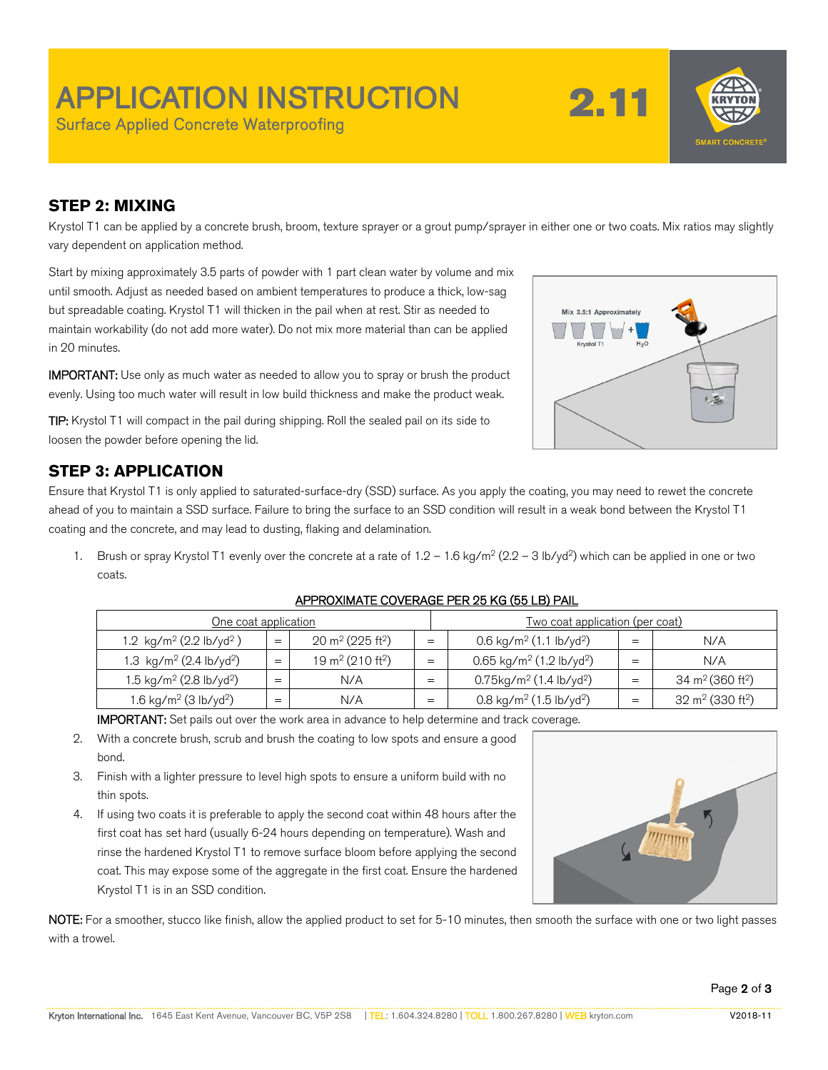# APPLICATION INSTRUCTION

Surface Applied Concrete Waterproofing

**2.11**

## STEP 2: MIXING

Krystol T1 can be applied by a concrete brush, broom, texture sprayer or a grout pump/sprayer in either one or two coats. Mix ratios may slightly vary dependent on application method.

Start by mixing approximately 3.5 parts of powder with 1 part clean water by volume and mix until smooth. Adjust as needed based on ambient temperatures to produce a thick, low-sag but spreadable coating. Krystol T1 will thicken in the pail when at rest. Stir as needed to maintain workability (do not add more water). Do not mix more material than can be applied in 20 minutes.

**IMPORTANT:** Use only as much water as needed to allow you to spray or brush the product evenly. Using too much water will result in low build thickness and make the product weak.

**TIP:** Krystol T1 will compact in the pail during shipping. Roll the sealed pail on its side to loosen the powder before opening the lid.

## STEP 3: APPLICATION

Ensure that Krystol T1 is only applied to saturated-surface-dry (SSD) surface. As you apply the coating, you may need to rewet the concrete ahead of you to maintain a SSD surface. Failure to bring the surface to an SSD condition will result in a weak bond between the Krystol T1 coating and the concrete, and may lead to dusting, flaking and delamination.

1. Brush or spray Krystol T1 evenly over the concrete at a rate of 1.2 – 1.6 kg/m$^2$ (2.2 – 3 lb/yd$^2$) which can be applied in one or two coats.

APPROXIMATE COVERAGE PER 25 KG (55 LB) PAIL

| One coat application | | | | Two coat application (per coat) | | |
|---|---|---|---|---|---|---|
| 1.2 kg/m$^2$ (2.2 lb/yd$^2$) | = | 20 m$^2$ (225 ft$^2$) | = | 0.6 kg/m$^2$ (1.1 lb/yd$^2$) | = | N/A |
| 1.3 kg/m$^2$ (2.4 lb/yd$^2$) | = | 19 m$^2$ (210 ft$^2$) | = | 0.65 kg/m$^2$ (1.2 lb/yd$^2$) | = | N/A |
| 1.5 kg/m$^2$ (2.8 lb/yd$^2$) | = | N/A | = | 0.75kg/m$^2$ (1.4 lb/yd$^2$) | = | 34 m$^2$ (360 ft$^2$) |
| 1.6 kg/m$^2$ (3 lb/yd$^2$) | = | N/A | = | 0.8 kg/m$^2$ (1.5 lb/yd$^2$) | = | 32 m$^2$ (330 ft$^2$) |

**IMPORTANT:** Set pails out over the work area in advance to help determine and track coverage.

2. With a concrete brush, scrub and brush the coating to low spots and ensure a good bond.
3. Finish with a lighter pressure to level high spots to ensure a uniform build with no thin spots.
4. If using two coats it is preferable to apply the second coat within 48 hours after the first coat has set hard (usually 6-24 hours depending on temperature). Wash and rinse the hardened Krystol T1 to remove surface bloom before applying the second coat. This may expose some of the aggregate in the first coat. Ensure the hardened Krystol T1 is in an SSD condition.

**NOTE:** For a smoother, stucco like finish, allow the applied product to set for 5-10 minutes, then smooth the surface with one or two light passes with a trowel.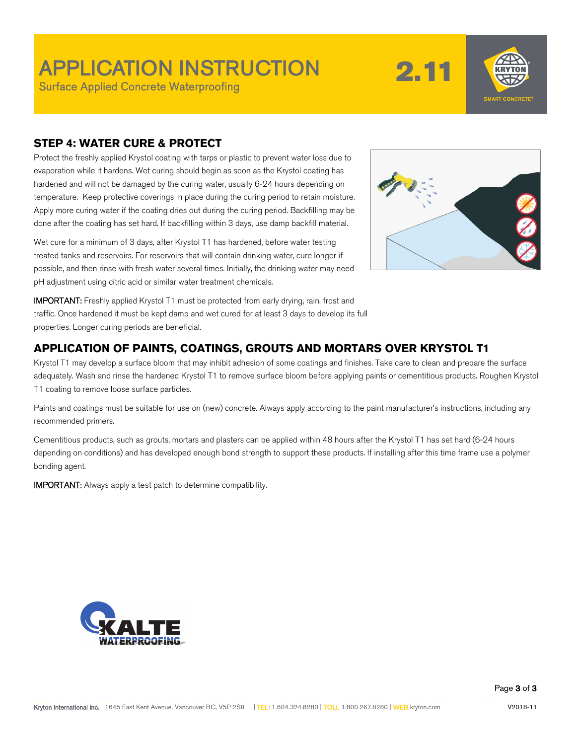## STEP 4: WATER CURE & PROTECT

Protect the freshly applied Krystol coating with tarps or plastic to prevent water loss due to evaporation while it hardens. Wet curing should begin as soon as the Krystol coating has hardened and will not be damaged by the curing water, usually 6-24 hours depending on temperature. Keep protective coverings in place during the curing period to retain moisture. Apply more curing water if the coating dries out during the curing period. Backfilling may be done after the coating has set hard. If backfilling within 3 days, use damp backfill material.

Wet cure for a minimum of 3 days, after Krystol T1 has hardened, before water testing treated tanks and reservoirs. For reservoirs that will contain drinking water, cure longer if possible, and then rinse with fresh water several times. Initially, the drinking water may need pH adjustment using citric acid or similar water treatment chemicals.

IMPORTANT: Freshly applied Krystol T1 must be protected from early drying, rain, frost and traffic. Once hardened it must be kept damp and wet cured for at least 3 days to develop its full properties. Longer curing periods are beneficial.

## APPLICATION OF PAINTS, COATINGS, GROUTS AND MORTARS OVER KRYSTOL T1

Krystol T1 may develop a surface bloom that may inhibit adhesion of some coatings and finishes. Take care to clean and prepare the surface adequately. Wash and rinse the hardened Krystol T1 to remove surface bloom before applying paints or cementitious products. Roughen Krystol T1 coating to remove loose surface particles.

Paints and coatings must be suitable for use on (new) concrete. Always apply according to the paint manufacturer's instructions, including any recommended primers.

Cementitious products, such as grouts, mortars and plasters can be applied within 48 hours after the Krystol T1 has set hard (6-24 hours depending on conditions) and has developed enough bond strength to support these products. If installing after this time frame use a polymer bonding agent.

IMPORTANT: Always apply a test patch to determine compatibility.